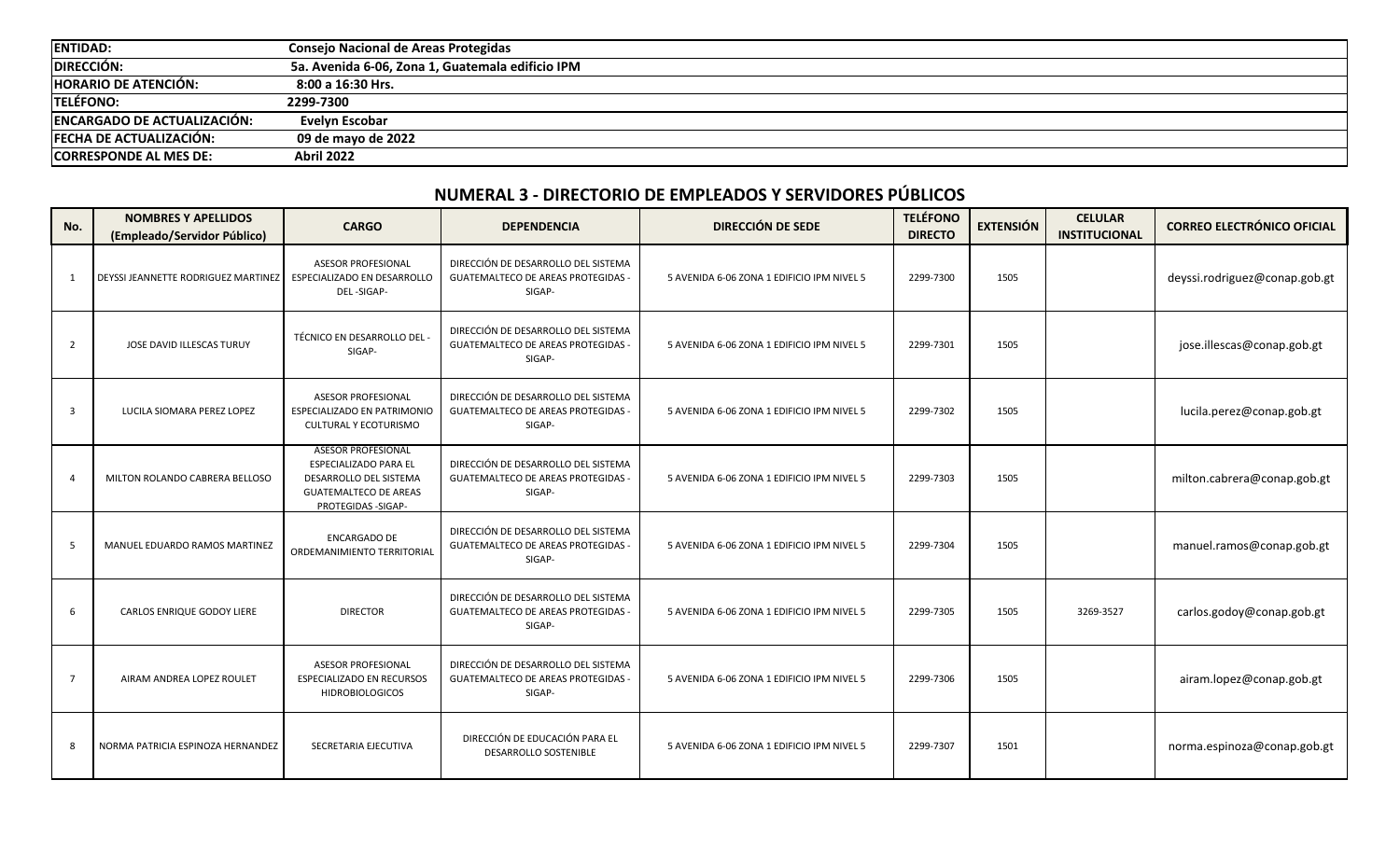| | |
|---|---|
| **ENTIDAD:** | **Consejo Nacional de Areas Protegidas** |
| **DIRECCIÓN:** | **5a. Avenida 6-06, Zona 1, Guatemala edificio IPM** |
| **HORARIO DE ATENCIÓN:** | **8:00 a 16:30 Hrs.** |
| **TELÉFONO:** | **2299-7300** |
| **ENCARGADO DE ACTUALIZACIÓN:** | **Evelyn Escobar** |
| **FECHA DE ACTUALIZACIÓN:** | **09 de mayo de 2022** |
| **CORRESPONDE AL MES DE:** | **Abril 2022** |

## NUMERAL 3 - DIRECTORIO DE EMPLEADOS Y SERVIDORES PÚBLICOS

| No. | NOMBRES Y APELLIDOS (Empleado/Servidor Público) | CARGO | DEPENDENCIA | DIRECCIÓN DE SEDE | TELÉFONO DIRECTO | EXTENSIÓN | CELULAR INSTITUCIONAL | CORREO ELECTRÓNICO OFICIAL |
|---|---|---|---|---|---|---|---|---|
| 1 | DEYSSI JEANNETTE RODRIGUEZ MARTINEZ | ASESOR PROFESIONAL ESPECIALIZADO EN DESARROLLO DEL -SIGAP- | DIRECCIÓN DE DESARROLLO DEL SISTEMA GUATEMALTECO DE AREAS PROTEGIDAS -SIGAP- | 5 AVENIDA 6-06 ZONA 1 EDIFICIO IPM NIVEL 5 | 2299-7300 | 1505 | | deyssi.rodriguez@conap.gob.gt |
| 2 | JOSE DAVID ILLESCAS TURUY | TÉCNICO EN DESARROLLO DEL -SIGAP- | DIRECCIÓN DE DESARROLLO DEL SISTEMA GUATEMALTECO DE AREAS PROTEGIDAS -SIGAP- | 5 AVENIDA 6-06 ZONA 1 EDIFICIO IPM NIVEL 5 | 2299-7301 | 1505 | | jose.illescas@conap.gob.gt |
| 3 | LUCILA SIOMARA PEREZ LOPEZ | ASESOR PROFESIONAL ESPECIALIZADO EN PATRIMONIO CULTURAL Y ECOTURISMO | DIRECCIÓN DE DESARROLLO DEL SISTEMA GUATEMALTECO DE AREAS PROTEGIDAS -SIGAP- | 5 AVENIDA 6-06 ZONA 1 EDIFICIO IPM NIVEL 5 | 2299-7302 | 1505 | | lucila.perez@conap.gob.gt |
| 4 | MILTON ROLANDO CABRERA BELLOSO | ASESOR PROFESIONAL ESPECIALIZADO PARA EL DESARROLLO DEL SISTEMA GUATEMALTECO DE AREAS PROTEGIDAS -SIGAP- | DIRECCIÓN DE DESARROLLO DEL SISTEMA GUATEMALTECO DE AREAS PROTEGIDAS -SIGAP- | 5 AVENIDA 6-06 ZONA 1 EDIFICIO IPM NIVEL 5 | 2299-7303 | 1505 | | milton.cabrera@conap.gob.gt |
| 5 | MANUEL EDUARDO RAMOS MARTINEZ | ENCARGADO DE ORDEMANIMIENTO TERRITORIAL | DIRECCIÓN DE DESARROLLO DEL SISTEMA GUATEMALTECO DE AREAS PROTEGIDAS -SIGAP- | 5 AVENIDA 6-06 ZONA 1 EDIFICIO IPM NIVEL 5 | 2299-7304 | 1505 | | manuel.ramos@conap.gob.gt |
| 6 | CARLOS ENRIQUE GODOY LIERE | DIRECTOR | DIRECCIÓN DE DESARROLLO DEL SISTEMA GUATEMALTECO DE AREAS PROTEGIDAS -SIGAP- | 5 AVENIDA 6-06 ZONA 1 EDIFICIO IPM NIVEL 5 | 2299-7305 | 1505 | 3269-3527 | carlos.godoy@conap.gob.gt |
| 7 | AIRAM ANDREA LOPEZ ROULET | ASESOR PROFESIONAL ESPECIALIZADO EN RECURSOS HIDROBIOLOGICOS | DIRECCIÓN DE DESARROLLO DEL SISTEMA GUATEMALTECO DE AREAS PROTEGIDAS -SIGAP- | 5 AVENIDA 6-06 ZONA 1 EDIFICIO IPM NIVEL 5 | 2299-7306 | 1505 | | airam.lopez@conap.gob.gt |
| 8 | NORMA PATRICIA ESPINOZA HERNANDEZ | SECRETARIA EJECUTIVA | DIRECCIÓN DE EDUCACIÓN PARA EL DESARROLLO SOSTENIBLE | 5 AVENIDA 6-06 ZONA 1 EDIFICIO IPM NIVEL 5 | 2299-7307 | 1501 | | norma.espinoza@conap.gob.gt |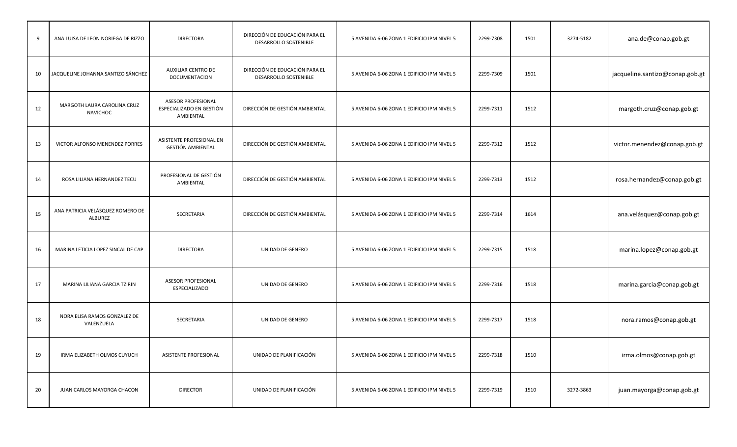| | | | | | | | | |
|---|---|---|---|---|---|---|---|---|
| 9 | ANA LUISA DE LEON NORIEGA DE RIZZO | DIRECTORA | DIRECCIÓN DE EDUCACIÓN PARA EL DESARROLLO SOSTENIBLE | 5 AVENIDA 6-06 ZONA 1 EDIFICIO IPM NIVEL 5 | 2299-7308 | 1501 | 3274-5182 | ana.de@conap.gob.gt |
| 10 | JACQUELINE JOHANNA SANTIZO SÁNCHEZ | AUXILIAR CENTRO DE DOCUMENTACION | DIRECCIÓN DE EDUCACIÓN PARA EL DESARROLLO SOSTENIBLE | 5 AVENIDA 6-06 ZONA 1 EDIFICIO IPM NIVEL 5 | 2299-7309 | 1501 | | jacqueline.santizo@conap.gob.gt |
| 12 | MARGOTH LAURA CAROLINA CRUZ NAVICHOC | ASESOR PROFESIONAL ESPECIALIZADO EN GESTIÓN AMBIENTAL | DIRECCIÓN DE GESTIÓN AMBIENTAL | 5 AVENIDA 6-06 ZONA 1 EDIFICIO IPM NIVEL 5 | 2299-7311 | 1512 | | margoth.cruz@conap.gob.gt |
| 13 | VICTOR ALFONSO MENENDEZ PORRES | ASISTENTE PROFESIONAL EN GESTIÓN AMBIENTAL | DIRECCIÓN DE GESTIÓN AMBIENTAL | 5 AVENIDA 6-06 ZONA 1 EDIFICIO IPM NIVEL 5 | 2299-7312 | 1512 | | victor.menendez@conap.gob.gt |
| 14 | ROSA LILIANA HERNANDEZ TECU | PROFESIONAL DE GESTIÓN AMBIENTAL | DIRECCIÓN DE GESTIÓN AMBIENTAL | 5 AVENIDA 6-06 ZONA 1 EDIFICIO IPM NIVEL 5 | 2299-7313 | 1512 | | rosa.hernandez@conap.gob.gt |
| 15 | ANA PATRICIA VELÁSQUEZ ROMERO DE ALBUREZ | SECRETARIA | DIRECCIÓN DE GESTIÓN AMBIENTAL | 5 AVENIDA 6-06 ZONA 1 EDIFICIO IPM NIVEL 5 | 2299-7314 | 1614 | | ana.velásquez@conap.gob.gt |
| 16 | MARINA LETICIA LOPEZ SINCAL DE CAP | DIRECTORA | UNIDAD DE GENERO | 5 AVENIDA 6-06 ZONA 1 EDIFICIO IPM NIVEL 5 | 2299-7315 | 1518 | | marina.lopez@conap.gob.gt |
| 17 | MARINA LILIANA GARCIA TZIRIN | ASESOR PROFESIONAL ESPECIALIZADO | UNIDAD DE GENERO | 5 AVENIDA 6-06 ZONA 1 EDIFICIO IPM NIVEL 5 | 2299-7316 | 1518 | | marina.garcia@conap.gob.gt |
| 18 | NORA ELISA RAMOS GONZALEZ DE VALENZUELA | SECRETARIA | UNIDAD DE GENERO | 5 AVENIDA 6-06 ZONA 1 EDIFICIO IPM NIVEL 5 | 2299-7317 | 1518 | | nora.ramos@conap.gob.gt |
| 19 | IRMA ELIZABETH OLMOS CUYUCH | ASISTENTE PROFESIONAL | UNIDAD DE PLANIFICACIÓN | 5 AVENIDA 6-06 ZONA 1 EDIFICIO IPM NIVEL 5 | 2299-7318 | 1510 | | irma.olmos@conap.gob.gt |
| 20 | JUAN CARLOS MAYORGA CHACON | DIRECTOR | UNIDAD DE PLANIFICACIÓN | 5 AVENIDA 6-06 ZONA 1 EDIFICIO IPM NIVEL 5 | 2299-7319 | 1510 | 3272-3863 | juan.mayorga@conap.gob.gt |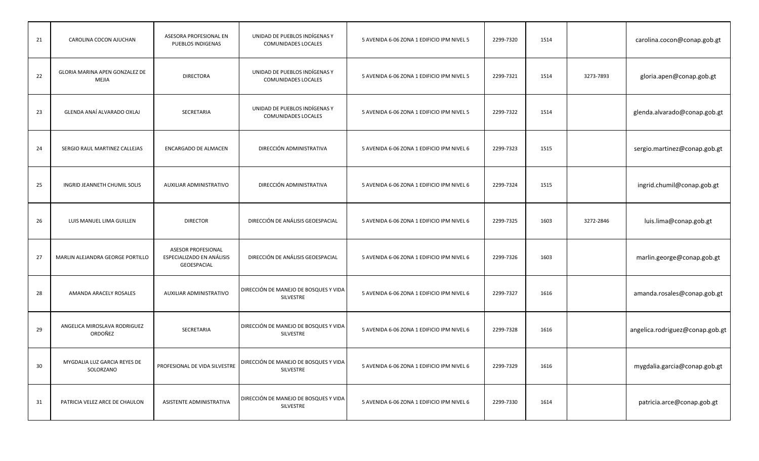| | | | | | | | | |
|---|---|---|---|---|---|---|---|---|
| 21 | CAROLINA COCON AJUCHAN | ASESORA PROFESIONAL EN PUEBLOS INDIGENAS | UNIDAD DE PUEBLOS INDÍGENAS Y COMUNIDADES LOCALES | 5 AVENIDA 6-06 ZONA 1 EDIFICIO IPM NIVEL 5 | 2299-7320 | 1514 | | carolina.cocon@conap.gob.gt |
| 22 | GLORIA MARINA APEN GONZALEZ DE MEJIA | DIRECTORA | UNIDAD DE PUEBLOS INDÍGENAS Y COMUNIDADES LOCALES | 5 AVENIDA 6-06 ZONA 1 EDIFICIO IPM NIVEL 5 | 2299-7321 | 1514 | 3273-7893 | gloria.apen@conap.gob.gt |
| 23 | GLENDA ANAÍ ALVARADO OXLAJ | SECRETARIA | UNIDAD DE PUEBLOS INDÍGENAS Y COMUNIDADES LOCALES | 5 AVENIDA 6-06 ZONA 1 EDIFICIO IPM NIVEL 5 | 2299-7322 | 1514 | | glenda.alvarado@conap.gob.gt |
| 24 | SERGIO RAUL MARTINEZ CALLEJAS | ENCARGADO DE ALMACEN | DIRECCIÓN ADMINISTRATIVA | 5 AVENIDA 6-06 ZONA 1 EDIFICIO IPM NIVEL 6 | 2299-7323 | 1515 | | sergio.martinez@conap.gob.gt |
| 25 | INGRID JEANNETH CHUMIL SOLIS | AUXILIAR ADMINISTRATIVO | DIRECCIÓN ADMINISTRATIVA | 5 AVENIDA 6-06 ZONA 1 EDIFICIO IPM NIVEL 6 | 2299-7324 | 1515 | | ingrid.chumil@conap.gob.gt |
| 26 | LUIS MANUEL LIMA GUILLEN | DIRECTOR | DIRECCIÓN DE ANÁLISIS GEOESPACIAL | 5 AVENIDA 6-06 ZONA 1 EDIFICIO IPM NIVEL 6 | 2299-7325 | 1603 | 3272-2846 | luis.lima@conap.gob.gt |
| 27 | MARLIN ALEJANDRA GEORGE PORTILLO | ASESOR PROFESIONAL ESPECIALIZADO EN ANÁLISIS GEOESPACIAL | DIRECCIÓN DE ANÁLISIS GEOESPACIAL | 5 AVENIDA 6-06 ZONA 1 EDIFICIO IPM NIVEL 6 | 2299-7326 | 1603 | | marlin.george@conap.gob.gt |
| 28 | AMANDA ARACELY ROSALES | AUXILIAR ADMINISTRATIVO | DIRECCIÓN DE MANEJO DE BOSQUES Y VIDA SILVESTRE | 5 AVENIDA 6-06 ZONA 1 EDIFICIO IPM NIVEL 6 | 2299-7327 | 1616 | | amanda.rosales@conap.gob.gt |
| 29 | ANGELICA MIROSLAVA RODRIGUEZ ORDOÑEZ | SECRETARIA | DIRECCIÓN DE MANEJO DE BOSQUES Y VIDA SILVESTRE | 5 AVENIDA 6-06 ZONA 1 EDIFICIO IPM NIVEL 6 | 2299-7328 | 1616 | | angelica.rodriguez@conap.gob.gt |
| 30 | MYGDALIA LUZ GARCIA REYES DE SOLORZANO | PROFESIONAL DE VIDA SILVESTRE | DIRECCIÓN DE MANEJO DE BOSQUES Y VIDA SILVESTRE | 5 AVENIDA 6-06 ZONA 1 EDIFICIO IPM NIVEL 6 | 2299-7329 | 1616 | | mygdalia.garcia@conap.gob.gt |
| 31 | PATRICIA VELEZ ARCE DE CHAULON | ASISTENTE ADMINISTRATIVA | DIRECCIÓN DE MANEJO DE BOSQUES Y VIDA SILVESTRE | 5 AVENIDA 6-06 ZONA 1 EDIFICIO IPM NIVEL 6 | 2299-7330 | 1614 | | patricia.arce@conap.gob.gt |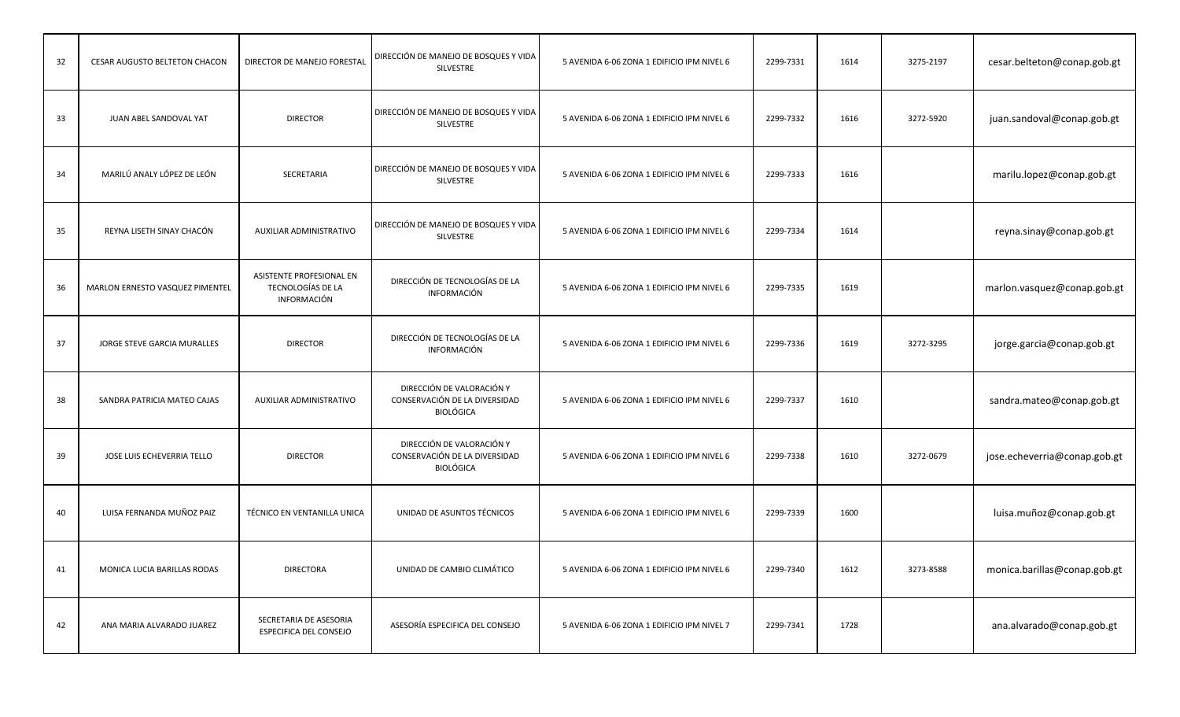| | | | | | | | | |
|---|---|---|---|---|---|---|---|---|
| 32 | CESAR AUGUSTO BELTETON CHACON | DIRECTOR DE MANEJO FORESTAL | DIRECCIÓN DE MANEJO DE BOSQUES Y VIDA SILVESTRE | 5 AVENIDA 6-06 ZONA 1 EDIFICIO IPM NIVEL 6 | 2299-7331 | 1614 | 3275-2197 | cesar.belteton@conap.gob.gt |
| 33 | JUAN ABEL SANDOVAL YAT | DIRECTOR | DIRECCIÓN DE MANEJO DE BOSQUES Y VIDA SILVESTRE | 5 AVENIDA 6-06 ZONA 1 EDIFICIO IPM NIVEL 6 | 2299-7332 | 1616 | 3272-5920 | juan.sandoval@conap.gob.gt |
| 34 | MARILÚ ANALY LÓPEZ DE LEÓN | SECRETARIA | DIRECCIÓN DE MANEJO DE BOSQUES Y VIDA SILVESTRE | 5 AVENIDA 6-06 ZONA 1 EDIFICIO IPM NIVEL 6 | 2299-7333 | 1616 | | marilu.lopez@conap.gob.gt |
| 35 | REYNA LISETH SINAY CHACÓN | AUXILIAR ADMINISTRATIVO | DIRECCIÓN DE MANEJO DE BOSQUES Y VIDA SILVESTRE | 5 AVENIDA 6-06 ZONA 1 EDIFICIO IPM NIVEL 6 | 2299-7334 | 1614 | | reyna.sinay@conap.gob.gt |
| 36 | MARLON ERNESTO VASQUEZ PIMENTEL | ASISTENTE PROFESIONAL EN TECNOLOGÍAS DE LA INFORMACIÓN | DIRECCIÓN DE TECNOLOGÍAS DE LA INFORMACIÓN | 5 AVENIDA 6-06 ZONA 1 EDIFICIO IPM NIVEL 6 | 2299-7335 | 1619 | | marlon.vasquez@conap.gob.gt |
| 37 | JORGE STEVE GARCIA MURALLES | DIRECTOR | DIRECCIÓN DE TECNOLOGÍAS DE LA INFORMACIÓN | 5 AVENIDA 6-06 ZONA 1 EDIFICIO IPM NIVEL 6 | 2299-7336 | 1619 | 3272-3295 | jorge.garcia@conap.gob.gt |
| 38 | SANDRA PATRICIA MATEO CAJAS | AUXILIAR ADMINISTRATIVO | DIRECCIÓN DE VALORACIÓN Y CONSERVACIÓN DE LA DIVERSIDAD BIOLÓGICA | 5 AVENIDA 6-06 ZONA 1 EDIFICIO IPM NIVEL 6 | 2299-7337 | 1610 | | sandra.mateo@conap.gob.gt |
| 39 | JOSE LUIS ECHEVERRIA TELLO | DIRECTOR | DIRECCIÓN DE VALORACIÓN Y CONSERVACIÓN DE LA DIVERSIDAD BIOLÓGICA | 5 AVENIDA 6-06 ZONA 1 EDIFICIO IPM NIVEL 6 | 2299-7338 | 1610 | 3272-0679 | jose.echeverria@conap.gob.gt |
| 40 | LUISA FERNANDA MUÑOZ PAIZ | TÉCNICO EN VENTANILLA UNICA | UNIDAD DE ASUNTOS TÉCNICOS | 5 AVENIDA 6-06 ZONA 1 EDIFICIO IPM NIVEL 6 | 2299-7339 | 1600 | | luisa.muñoz@conap.gob.gt |
| 41 | MONICA LUCIA BARILLAS RODAS | DIRECTORA | UNIDAD DE CAMBIO CLIMÁTICO | 5 AVENIDA 6-06 ZONA 1 EDIFICIO IPM NIVEL 6 | 2299-7340 | 1612 | 3273-8588 | monica.barillas@conap.gob.gt |
| 42 | ANA MARIA ALVARADO JUAREZ | SECRETARIA DE ASESORIA ESPECIFICA DEL CONSEJO | ASESORÍA ESPECIFICA DEL CONSEJO | 5 AVENIDA 6-06 ZONA 1 EDIFICIO IPM NIVEL 7 | 2299-7341 | 1728 | | ana.alvarado@conap.gob.gt |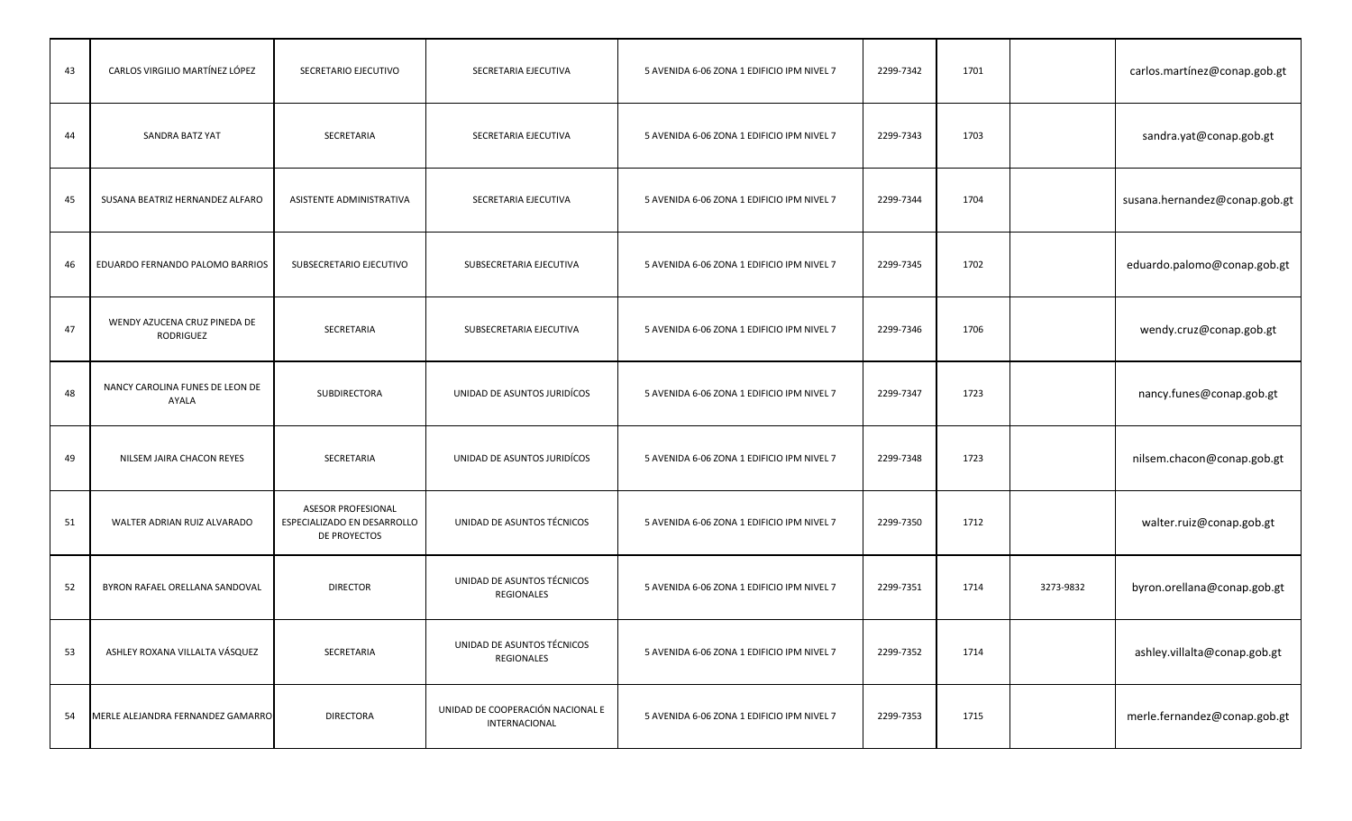| | | | | | | | | |
|---|---|---|---|---|---|---|---|---|
| 43 | CARLOS VIRGILIO MARTÍNEZ LÓPEZ | SECRETARIO EJECUTIVO | SECRETARIA EJECUTIVA | 5 AVENIDA 6-06 ZONA 1 EDIFICIO IPM NIVEL 7 | 2299-7342 | 1701 | | carlos.martínez@conap.gob.gt |
| 44 | SANDRA BATZ YAT | SECRETARIA | SECRETARIA EJECUTIVA | 5 AVENIDA 6-06 ZONA 1 EDIFICIO IPM NIVEL 7 | 2299-7343 | 1703 | | sandra.yat@conap.gob.gt |
| 45 | SUSANA BEATRIZ HERNANDEZ ALFARO | ASISTENTE ADMINISTRATIVA | SECRETARIA EJECUTIVA | 5 AVENIDA 6-06 ZONA 1 EDIFICIO IPM NIVEL 7 | 2299-7344 | 1704 | | susana.hernandez@conap.gob.gt |
| 46 | EDUARDO FERNANDO PALOMO BARRIOS | SUBSECRETARIO EJECUTIVO | SUBSECRETARIA EJECUTIVA | 5 AVENIDA 6-06 ZONA 1 EDIFICIO IPM NIVEL 7 | 2299-7345 | 1702 | | eduardo.palomo@conap.gob.gt |
| 47 | WENDY AZUCENA CRUZ PINEDA DE RODRIGUEZ | SECRETARIA | SUBSECRETARIA EJECUTIVA | 5 AVENIDA 6-06 ZONA 1 EDIFICIO IPM NIVEL 7 | 2299-7346 | 1706 | | wendy.cruz@conap.gob.gt |
| 48 | NANCY CAROLINA FUNES DE LEON DE AYALA | SUBDIRECTORA | UNIDAD DE ASUNTOS JURIDÍCOS | 5 AVENIDA 6-06 ZONA 1 EDIFICIO IPM NIVEL 7 | 2299-7347 | 1723 | | nancy.funes@conap.gob.gt |
| 49 | NILSEM JAIRA CHACON REYES | SECRETARIA | UNIDAD DE ASUNTOS JURIDÍCOS | 5 AVENIDA 6-06 ZONA 1 EDIFICIO IPM NIVEL 7 | 2299-7348 | 1723 | | nilsem.chacon@conap.gob.gt |
| 51 | WALTER ADRIAN RUIZ ALVARADO | ASESOR PROFESIONAL ESPECIALIZADO EN DESARROLLO DE PROYECTOS | UNIDAD DE ASUNTOS TÉCNICOS | 5 AVENIDA 6-06 ZONA 1 EDIFICIO IPM NIVEL 7 | 2299-7350 | 1712 | | walter.ruiz@conap.gob.gt |
| 52 | BYRON RAFAEL ORELLANA SANDOVAL | DIRECTOR | UNIDAD DE ASUNTOS TÉCNICOS REGIONALES | 5 AVENIDA 6-06 ZONA 1 EDIFICIO IPM NIVEL 7 | 2299-7351 | 1714 | 3273-9832 | byron.orellana@conap.gob.gt |
| 53 | ASHLEY ROXANA VILLALTA VÁSQUEZ | SECRETARIA | UNIDAD DE ASUNTOS TÉCNICOS REGIONALES | 5 AVENIDA 6-06 ZONA 1 EDIFICIO IPM NIVEL 7 | 2299-7352 | 1714 | | ashley.villalta@conap.gob.gt |
| 54 | MERLE ALEJANDRA FERNANDEZ GAMARRO | DIRECTORA | UNIDAD DE COOPERACIÓN NACIONAL E INTERNACIONAL | 5 AVENIDA 6-06 ZONA 1 EDIFICIO IPM NIVEL 7 | 2299-7353 | 1715 | | merle.fernandez@conap.gob.gt |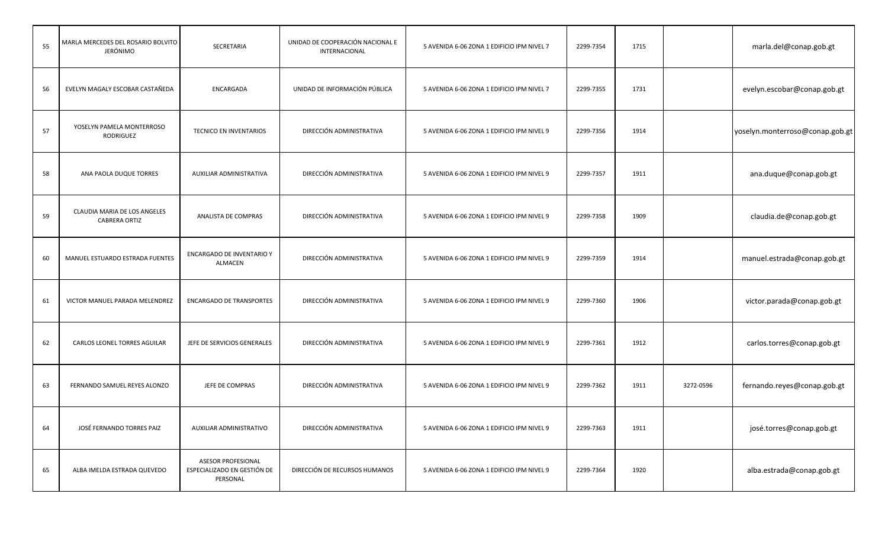| | | | | | | | | |
|---|---|---|---|---|---|---|---|---|
| 55 | MARLA MERCEDES DEL ROSARIO BOLVITO JERÓNIMO | SECRETARIA | UNIDAD DE COOPERACIÓN NACIONAL E INTERNACIONAL | 5 AVENIDA 6-06 ZONA 1 EDIFICIO IPM NIVEL 7 | 2299-7354 | 1715 | | marla.del@conap.gob.gt |
| 56 | EVELYN MAGALY ESCOBAR CASTAÑEDA | ENCARGADA | UNIDAD DE INFORMACIÓN PÚBLICA | 5 AVENIDA 6-06 ZONA 1 EDIFICIO IPM NIVEL 7 | 2299-7355 | 1731 | | evelyn.escobar@conap.gob.gt |
| 57 | YOSELYN PAMELA MONTERROSO RODRIGUEZ | TECNICO EN INVENTARIOS | DIRECCIÓN ADMINISTRATIVA | 5 AVENIDA 6-06 ZONA 1 EDIFICIO IPM NIVEL 9 | 2299-7356 | 1914 | | yoselyn.monterroso@conap.gob.gt |
| 58 | ANA PAOLA DUQUE TORRES | AUXILIAR ADMINISTRATIVA | DIRECCIÓN ADMINISTRATIVA | 5 AVENIDA 6-06 ZONA 1 EDIFICIO IPM NIVEL 9 | 2299-7357 | 1911 | | ana.duque@conap.gob.gt |
| 59 | CLAUDIA MARIA DE LOS ANGELES CABRERA ORTIZ | ANALISTA DE COMPRAS | DIRECCIÓN ADMINISTRATIVA | 5 AVENIDA 6-06 ZONA 1 EDIFICIO IPM NIVEL 9 | 2299-7358 | 1909 | | claudia.de@conap.gob.gt |
| 60 | MANUEL ESTUARDO ESTRADA FUENTES | ENCARGADO DE INVENTARIO Y ALMACEN | DIRECCIÓN ADMINISTRATIVA | 5 AVENIDA 6-06 ZONA 1 EDIFICIO IPM NIVEL 9 | 2299-7359 | 1914 | | manuel.estrada@conap.gob.gt |
| 61 | VICTOR MANUEL PARADA MELENDREZ | ENCARGADO DE TRANSPORTES | DIRECCIÓN ADMINISTRATIVA | 5 AVENIDA 6-06 ZONA 1 EDIFICIO IPM NIVEL 9 | 2299-7360 | 1906 | | victor.parada@conap.gob.gt |
| 62 | CARLOS LEONEL TORRES AGUILAR | JEFE DE SERVICIOS GENERALES | DIRECCIÓN ADMINISTRATIVA | 5 AVENIDA 6-06 ZONA 1 EDIFICIO IPM NIVEL 9 | 2299-7361 | 1912 | | carlos.torres@conap.gob.gt |
| 63 | FERNANDO SAMUEL REYES ALONZO | JEFE DE COMPRAS | DIRECCIÓN ADMINISTRATIVA | 5 AVENIDA 6-06 ZONA 1 EDIFICIO IPM NIVEL 9 | 2299-7362 | 1911 | 3272-0596 | fernando.reyes@conap.gob.gt |
| 64 | JOSÉ FERNANDO TORRES PAIZ | AUXILIAR ADMINISTRATIVO | DIRECCIÓN ADMINISTRATIVA | 5 AVENIDA 6-06 ZONA 1 EDIFICIO IPM NIVEL 9 | 2299-7363 | 1911 | | josé.torres@conap.gob.gt |
| 65 | ALBA IMELDA ESTRADA QUEVEDO | ASESOR PROFESIONAL ESPECIALIZADO EN GESTIÓN DE PERSONAL | DIRECCIÓN DE RECURSOS HUMANOS | 5 AVENIDA 6-06 ZONA 1 EDIFICIO IPM NIVEL 9 | 2299-7364 | 1920 | | alba.estrada@conap.gob.gt |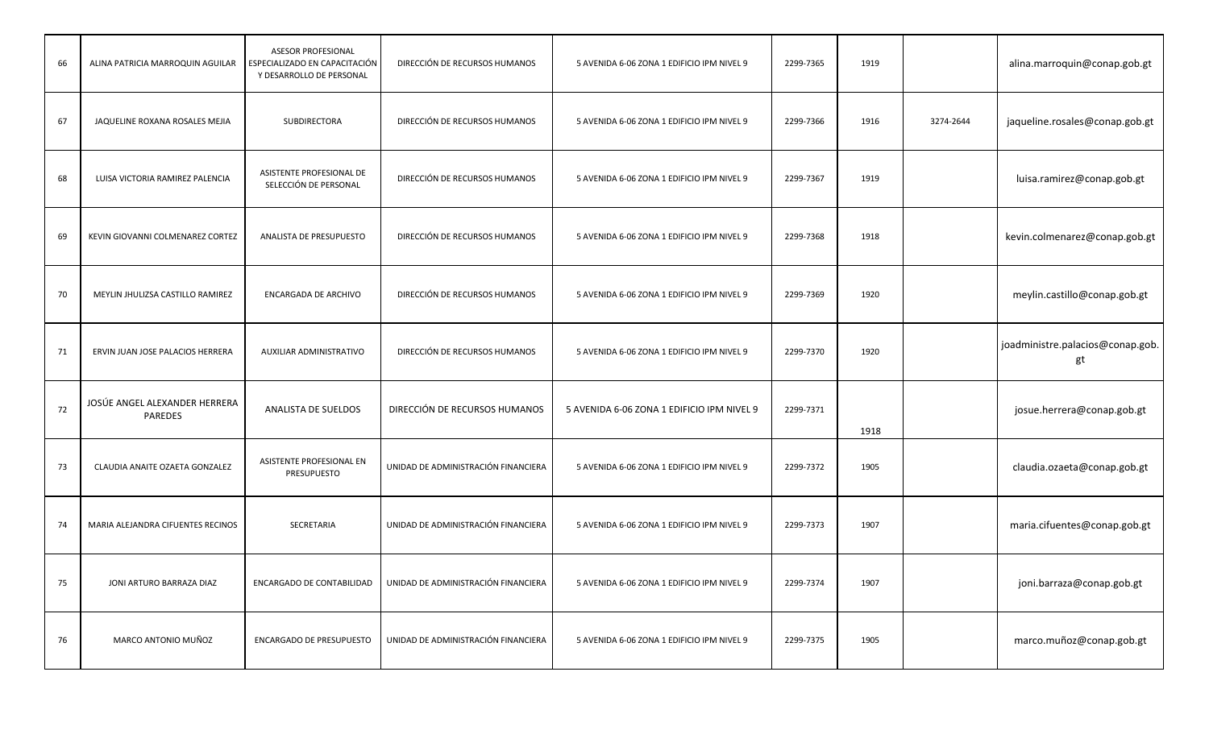| | | | | | | | | |
|---|---|---|---|---|---|---|---|---|
| 66 | ALINA PATRICIA MARROQUIN AGUILAR | ASESOR PROFESIONAL ESPECIALIZADO EN CAPACITACIÓN Y DESARROLLO DE PERSONAL | DIRECCIÓN DE RECURSOS HUMANOS | 5 AVENIDA 6-06 ZONA 1 EDIFICIO IPM NIVEL 9 | 2299-7365 | 1919 | | alina.marroquin@conap.gob.gt |
| 67 | JAQUELINE ROXANA ROSALES MEJIA | SUBDIRECTORA | DIRECCIÓN DE RECURSOS HUMANOS | 5 AVENIDA 6-06 ZONA 1 EDIFICIO IPM NIVEL 9 | 2299-7366 | 1916 | 3274-2644 | jaqueline.rosales@conap.gob.gt |
| 68 | LUISA VICTORIA RAMIREZ PALENCIA | ASISTENTE PROFESIONAL DE SELECCIÓN DE PERSONAL | DIRECCIÓN DE RECURSOS HUMANOS | 5 AVENIDA 6-06 ZONA 1 EDIFICIO IPM NIVEL 9 | 2299-7367 | 1919 | | luisa.ramirez@conap.gob.gt |
| 69 | KEVIN GIOVANNI COLMENAREZ CORTEZ | ANALISTA DE PRESUPUESTO | DIRECCIÓN DE RECURSOS HUMANOS | 5 AVENIDA 6-06 ZONA 1 EDIFICIO IPM NIVEL 9 | 2299-7368 | 1918 | | kevin.colmenarez@conap.gob.gt |
| 70 | MEYLIN JHULIZSA CASTILLO RAMIREZ | ENCARGADA DE ARCHIVO | DIRECCIÓN DE RECURSOS HUMANOS | 5 AVENIDA 6-06 ZONA 1 EDIFICIO IPM NIVEL 9 | 2299-7369 | 1920 | | meylin.castillo@conap.gob.gt |
| 71 | ERVIN JUAN JOSE PALACIOS HERRERA | AUXILIAR ADMINISTRATIVO | DIRECCIÓN DE RECURSOS HUMANOS | 5 AVENIDA 6-06 ZONA 1 EDIFICIO IPM NIVEL 9 | 2299-7370 | 1920 | | joadministre.palacios@conap.gob.gt |
| 72 | JOSÚE ANGEL ALEXANDER HERRERA PAREDES | ANALISTA DE SUELDOS | DIRECCIÓN DE RECURSOS HUMANOS | 5 AVENIDA 6-06 ZONA 1 EDIFICIO IPM NIVEL 9 | 2299-7371 | 1918 | | josue.herrera@conap.gob.gt |
| 73 | CLAUDIA ANAITE OZAETA GONZALEZ | ASISTENTE PROFESIONAL EN PRESUPUESTO | UNIDAD DE ADMINISTRACIÓN FINANCIERA | 5 AVENIDA 6-06 ZONA 1 EDIFICIO IPM NIVEL 9 | 2299-7372 | 1905 | | claudia.ozaeta@conap.gob.gt |
| 74 | MARIA ALEJANDRA CIFUENTES RECINOS | SECRETARIA | UNIDAD DE ADMINISTRACIÓN FINANCIERA | 5 AVENIDA 6-06 ZONA 1 EDIFICIO IPM NIVEL 9 | 2299-7373 | 1907 | | maria.cifuentes@conap.gob.gt |
| 75 | JONI ARTURO BARRAZA DIAZ | ENCARGADO DE CONTABILIDAD | UNIDAD DE ADMINISTRACIÓN FINANCIERA | 5 AVENIDA 6-06 ZONA 1 EDIFICIO IPM NIVEL 9 | 2299-7374 | 1907 | | joni.barraza@conap.gob.gt |
| 76 | MARCO ANTONIO MUÑOZ | ENCARGADO DE PRESUPUESTO | UNIDAD DE ADMINISTRACIÓN FINANCIERA | 5 AVENIDA 6-06 ZONA 1 EDIFICIO IPM NIVEL 9 | 2299-7375 | 1905 | | marco.muñoz@conap.gob.gt |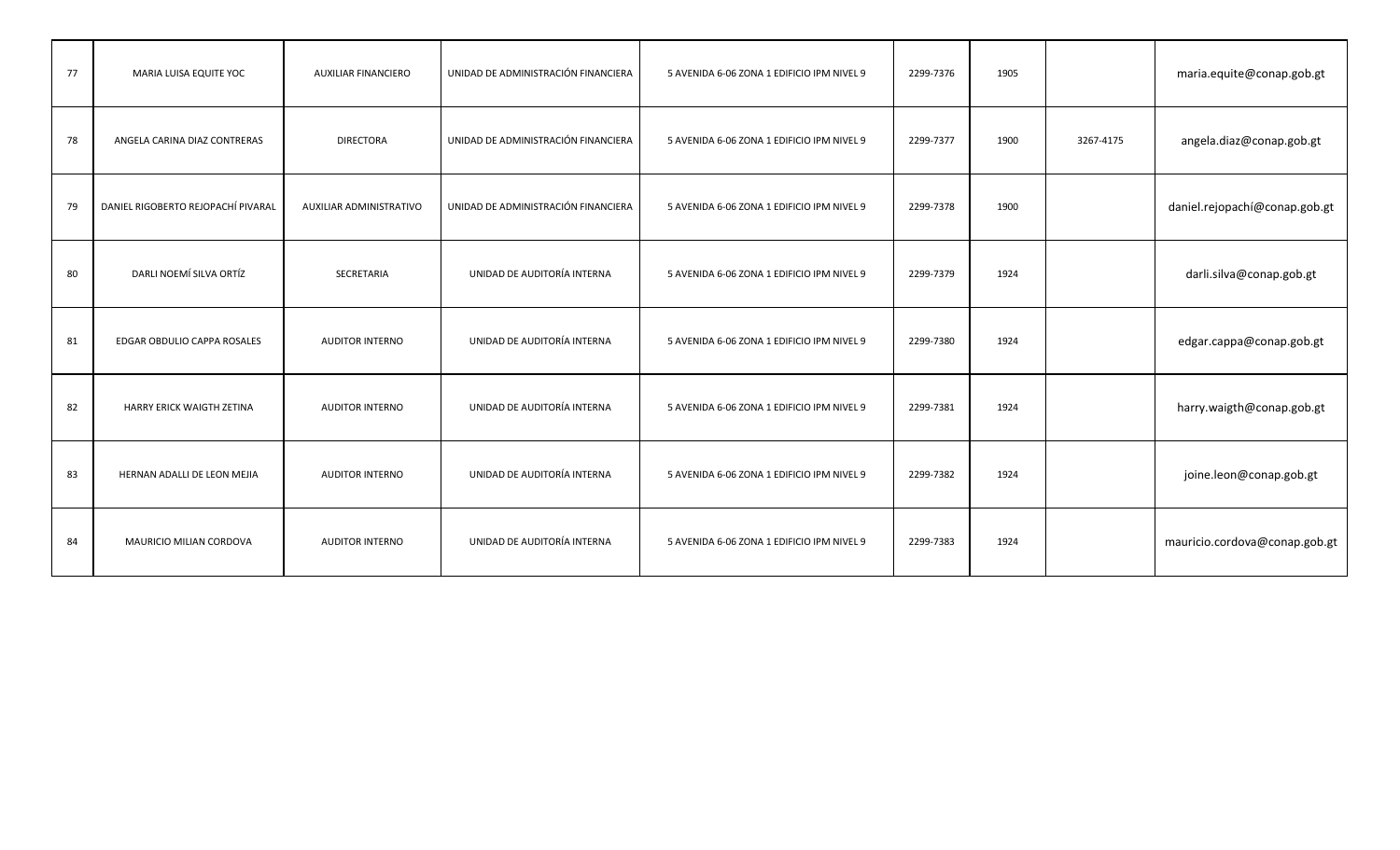| | | | | | | | | |
|---|---|---|---|---|---|---|---|---|
| 77 | MARIA LUISA EQUITE YOC | AUXILIAR FINANCIERO | UNIDAD DE ADMINISTRACIÓN FINANCIERA | 5 AVENIDA 6-06 ZONA 1 EDIFICIO IPM NIVEL 9 | 2299-7376 | 1905 | | maria.equite@conap.gob.gt |
| 78 | ANGELA CARINA DIAZ CONTRERAS | DIRECTORA | UNIDAD DE ADMINISTRACIÓN FINANCIERA | 5 AVENIDA 6-06 ZONA 1 EDIFICIO IPM NIVEL 9 | 2299-7377 | 1900 | 3267-4175 | angela.diaz@conap.gob.gt |
| 79 | DANIEL RIGOBERTO REJOPACHÍ PIVARAL | AUXILIAR ADMINISTRATIVO | UNIDAD DE ADMINISTRACIÓN FINANCIERA | 5 AVENIDA 6-06 ZONA 1 EDIFICIO IPM NIVEL 9 | 2299-7378 | 1900 | | daniel.rejopachí@conap.gob.gt |
| 80 | DARLI NOEMÍ SILVA ORTÍZ | SECRETARIA | UNIDAD DE AUDITORÍA INTERNA | 5 AVENIDA 6-06 ZONA 1 EDIFICIO IPM NIVEL 9 | 2299-7379 | 1924 | | darli.silva@conap.gob.gt |
| 81 | EDGAR OBDULIO CAPPA ROSALES | AUDITOR INTERNO | UNIDAD DE AUDITORÍA INTERNA | 5 AVENIDA 6-06 ZONA 1 EDIFICIO IPM NIVEL 9 | 2299-7380 | 1924 | | edgar.cappa@conap.gob.gt |
| 82 | HARRY ERICK WAIGTH ZETINA | AUDITOR INTERNO | UNIDAD DE AUDITORÍA INTERNA | 5 AVENIDA 6-06 ZONA 1 EDIFICIO IPM NIVEL 9 | 2299-7381 | 1924 | | harry.waigth@conap.gob.gt |
| 83 | HERNAN ADALLI DE LEON MEJIA | AUDITOR INTERNO | UNIDAD DE AUDITORÍA INTERNA | 5 AVENIDA 6-06 ZONA 1 EDIFICIO IPM NIVEL 9 | 2299-7382 | 1924 | | joine.leon@conap.gob.gt |
| 84 | MAURICIO MILIAN CORDOVA | AUDITOR INTERNO | UNIDAD DE AUDITORÍA INTERNA | 5 AVENIDA 6-06 ZONA 1 EDIFICIO IPM NIVEL 9 | 2299-7383 | 1924 | | mauricio.cordova@conap.gob.gt |